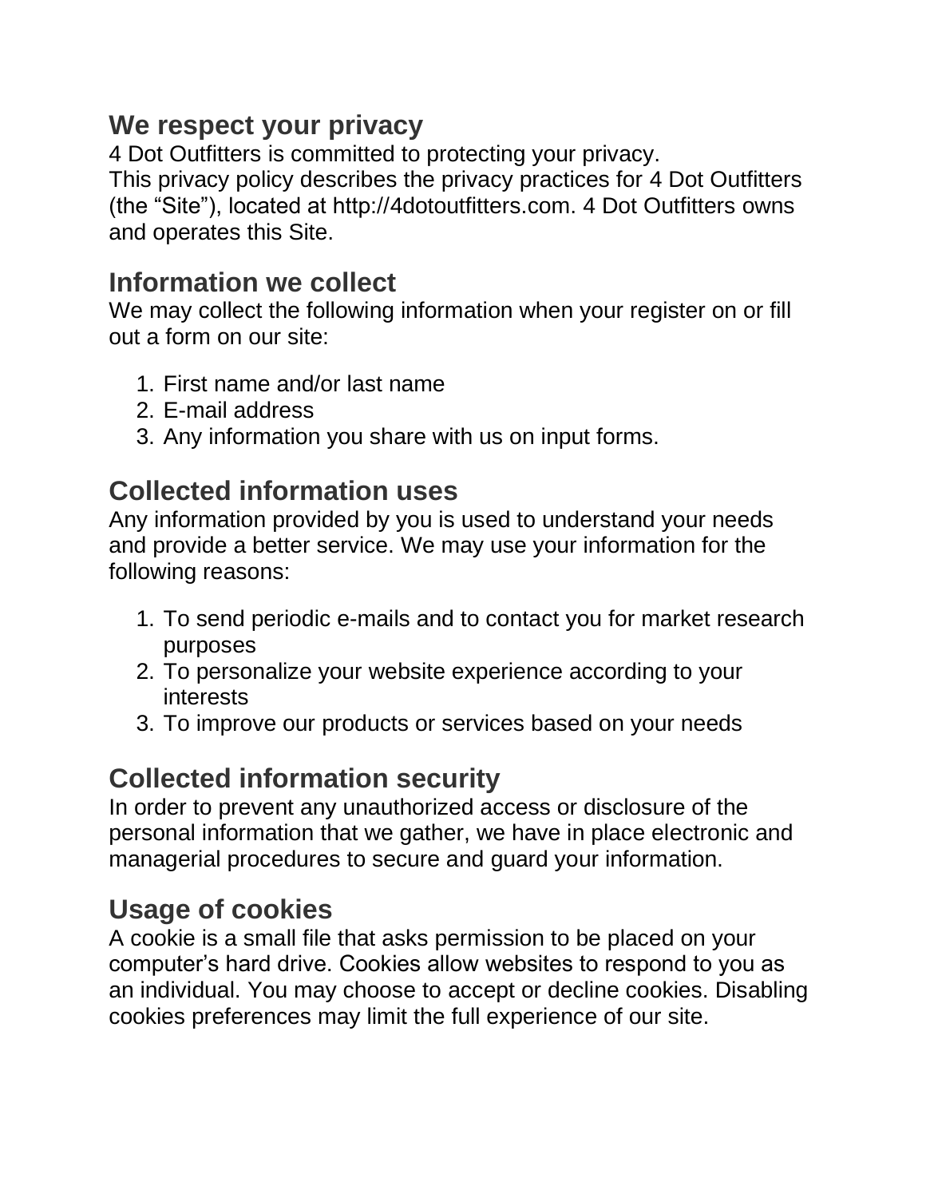## We respect your privacy

4 Dot Outfitters is committed to protecting your privacy.
This privacy policy describes the privacy practices for 4 Dot Outfitters (the “Site”), located at http://4dotoutfitters.com. 4 Dot Outfitters owns and operates this Site.

## Information we collect

We may collect the following information when your register on or fill out a form on our site:

1. First name and/or last name
2. E-mail address
3. Any information you share with us on input forms.

## Collected information uses

Any information provided by you is used to understand your needs and provide a better service. We may use your information for the following reasons:

1. To send periodic e-mails and to contact you for market research purposes
2. To personalize your website experience according to your interests
3. To improve our products or services based on your needs

## Collected information security

In order to prevent any unauthorized access or disclosure of the personal information that we gather, we have in place electronic and managerial procedures to secure and guard your information.

## Usage of cookies

A cookie is a small file that asks permission to be placed on your computer’s hard drive. Cookies allow websites to respond to you as an individual. You may choose to accept or decline cookies. Disabling cookies preferences may limit the full experience of our site.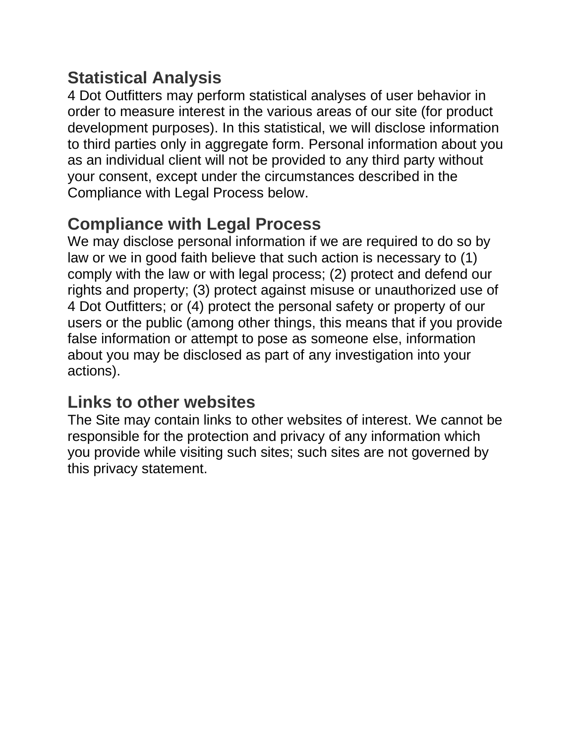## Statistical Analysis

4 Dot Outfitters may perform statistical analyses of user behavior in order to measure interest in the various areas of our site (for product development purposes). In this statistical, we will disclose information to third parties only in aggregate form. Personal information about you as an individual client will not be provided to any third party without your consent, except under the circumstances described in the Compliance with Legal Process below.

## Compliance with Legal Process

We may disclose personal information if we are required to do so by law or we in good faith believe that such action is necessary to (1) comply with the law or with legal process; (2) protect and defend our rights and property; (3) protect against misuse or unauthorized use of 4 Dot Outfitters; or (4) protect the personal safety or property of our users or the public (among other things, this means that if you provide false information or attempt to pose as someone else, information about you may be disclosed as part of any investigation into your actions).

## Links to other websites

The Site may contain links to other websites of interest. We cannot be responsible for the protection and privacy of any information which you provide while visiting such sites; such sites are not governed by this privacy statement.